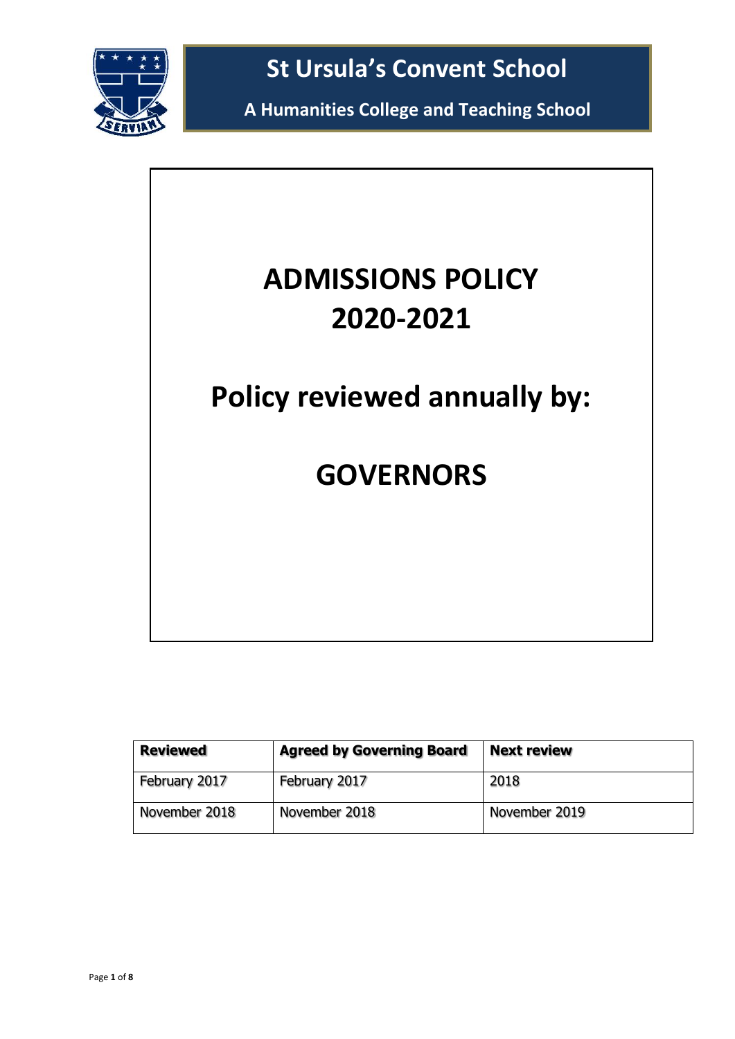# St Ursula's Convent School

**A Humanities College and Teaching School**

# ADMISSIONS POLICY 2020-2021

## Policy reviewed annually by:

## GOVERNORS

| Reviewed | Agreed by Governing Board | Next review |
|---|---|---|
| February 2017 | February 2017 | 2018 |
| November 2018 | November 2018 | November 2019 |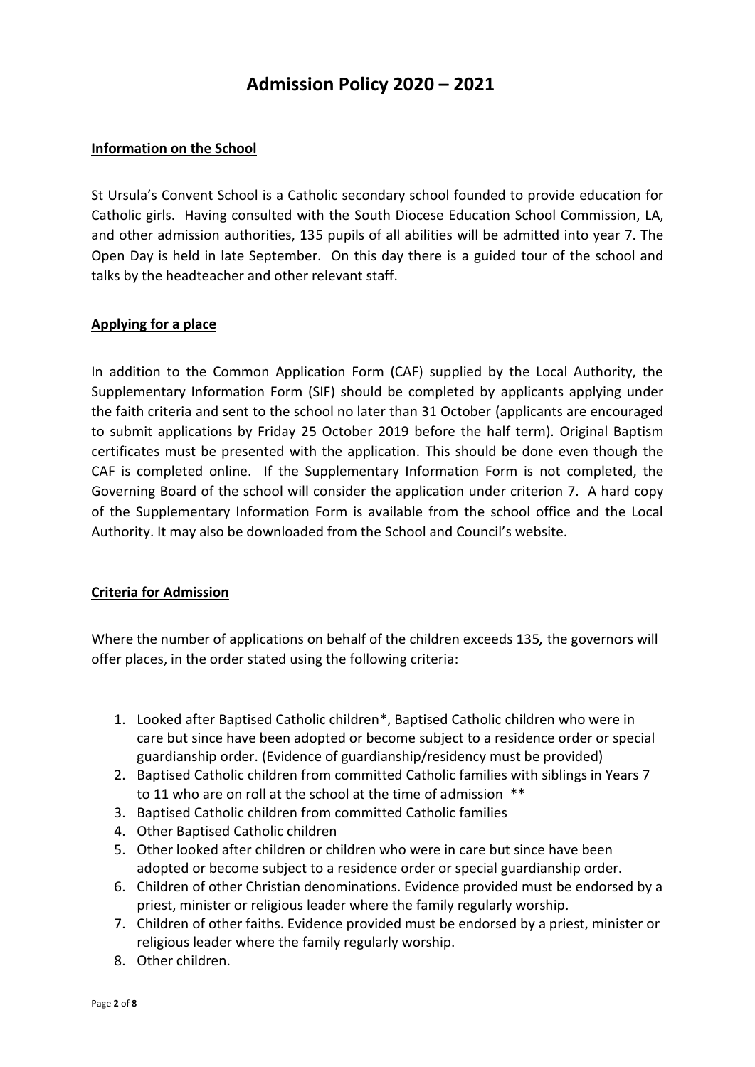# Admission Policy 2020 – 2021

## Information on the School

St Ursula's Convent School is a Catholic secondary school founded to provide education for Catholic girls. Having consulted with the South Diocese Education School Commission, LA, and other admission authorities, 135 pupils of all abilities will be admitted into year 7. The Open Day is held in late September. On this day there is a guided tour of the school and talks by the headteacher and other relevant staff.

## Applying for a place

In addition to the Common Application Form (CAF) supplied by the Local Authority, the Supplementary Information Form (SIF) should be completed by applicants applying under the faith criteria and sent to the school no later than 31 October (applicants are encouraged to submit applications by Friday 25 October 2019 before the half term). Original Baptism certificates must be presented with the application. This should be done even though the CAF is completed online. If the Supplementary Information Form is not completed, the Governing Board of the school will consider the application under criterion 7. A hard copy of the Supplementary Information Form is available from the school office and the Local Authority. It may also be downloaded from the School and Council's website.

## Criteria for Admission

Where the number of applications on behalf of the children exceeds 135*,* the governors will offer places, in the order stated using the following criteria:

1. Looked after Baptised Catholic children*, Baptised Catholic children who were in care but since have been adopted or become subject to a residence order or special guardianship order. (Evidence of guardianship/residency must be provided)
2. Baptised Catholic children from committed Catholic families with siblings in Years 7 to 11 who are on roll at the school at the time of admission **
3. Baptised Catholic children from committed Catholic families
4. Other Baptised Catholic children
5. Other looked after children or children who were in care but since have been adopted or become subject to a residence order or special guardianship order.
6. Children of other Christian denominations. Evidence provided must be endorsed by a priest, minister or religious leader where the family regularly worship.
7. Children of other faiths. Evidence provided must be endorsed by a priest, minister or religious leader where the family regularly worship.
8. Other children.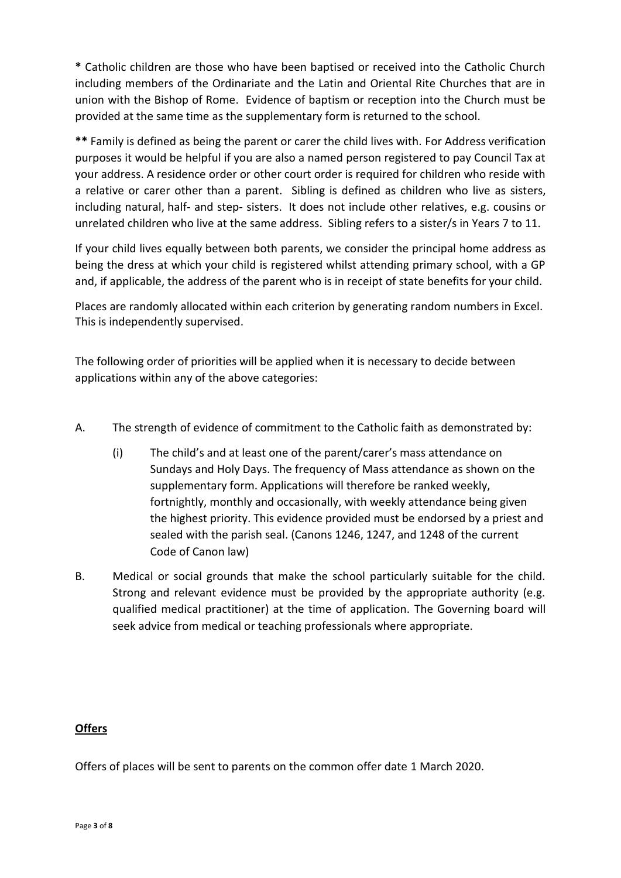**\*** Catholic children are those who have been baptised or received into the Catholic Church including members of the Ordinariate and the Latin and Oriental Rite Churches that are in union with the Bishop of Rome. Evidence of baptism or reception into the Church must be provided at the same time as the supplementary form is returned to the school.

**\*\*** Family is defined as being the parent or carer the child lives with. For Address verification purposes it would be helpful if you are also a named person registered to pay Council Tax at your address. A residence order or other court order is required for children who reside with a relative or carer other than a parent. Sibling is defined as children who live as sisters, including natural, half- and step- sisters. It does not include other relatives, e.g. cousins or unrelated children who live at the same address. Sibling refers to a sister/s in Years 7 to 11.

If your child lives equally between both parents, we consider the principal home address as being the dress at which your child is registered whilst attending primary school, with a GP and, if applicable, the address of the parent who is in receipt of state benefits for your child.

Places are randomly allocated within each criterion by generating random numbers in Excel. This is independently supervised.

The following order of priorities will be applied when it is necessary to decide between applications within any of the above categories:

A. The strength of evidence of commitment to the Catholic faith as demonstrated by:

   (i) The child's and at least one of the parent/carer's mass attendance on Sundays and Holy Days. The frequency of Mass attendance as shown on the supplementary form. Applications will therefore be ranked weekly, fortnightly, monthly and occasionally, with weekly attendance being given the highest priority. This evidence provided must be endorsed by a priest and sealed with the parish seal. (Canons 1246, 1247, and 1248 of the current Code of Canon law)

B. Medical or social grounds that make the school particularly suitable for the child. Strong and relevant evidence must be provided by the appropriate authority (e.g. qualified medical practitioner) at the time of application. The Governing board will seek advice from medical or teaching professionals where appropriate.

## **Offers**

Offers of places will be sent to parents on the common offer date 1 March 2020.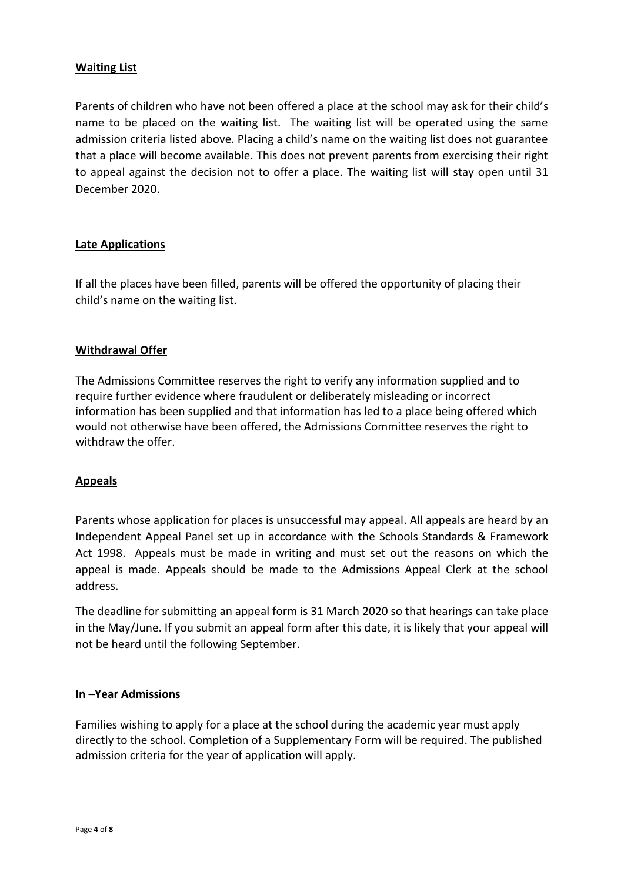## Waiting List

Parents of children who have not been offered a place at the school may ask for their child's name to be placed on the waiting list. The waiting list will be operated using the same admission criteria listed above. Placing a child's name on the waiting list does not guarantee that a place will become available. This does not prevent parents from exercising their right to appeal against the decision not to offer a place. The waiting list will stay open until 31 December 2020.

## Late Applications

If all the places have been filled, parents will be offered the opportunity of placing their child's name on the waiting list.

## Withdrawal Offer

The Admissions Committee reserves the right to verify any information supplied and to require further evidence where fraudulent or deliberately misleading or incorrect information has been supplied and that information has led to a place being offered which would not otherwise have been offered, the Admissions Committee reserves the right to withdraw the offer.

## Appeals

Parents whose application for places is unsuccessful may appeal. All appeals are heard by an Independent Appeal Panel set up in accordance with the Schools Standards & Framework Act 1998. Appeals must be made in writing and must set out the reasons on which the appeal is made. Appeals should be made to the Admissions Appeal Clerk at the school address.

The deadline for submitting an appeal form is 31 March 2020 so that hearings can take place in the May/June. If you submit an appeal form after this date, it is likely that your appeal will not be heard until the following September.

## In –Year Admissions

Families wishing to apply for a place at the school during the academic year must apply directly to the school. Completion of a Supplementary Form will be required. The published admission criteria for the year of application will apply.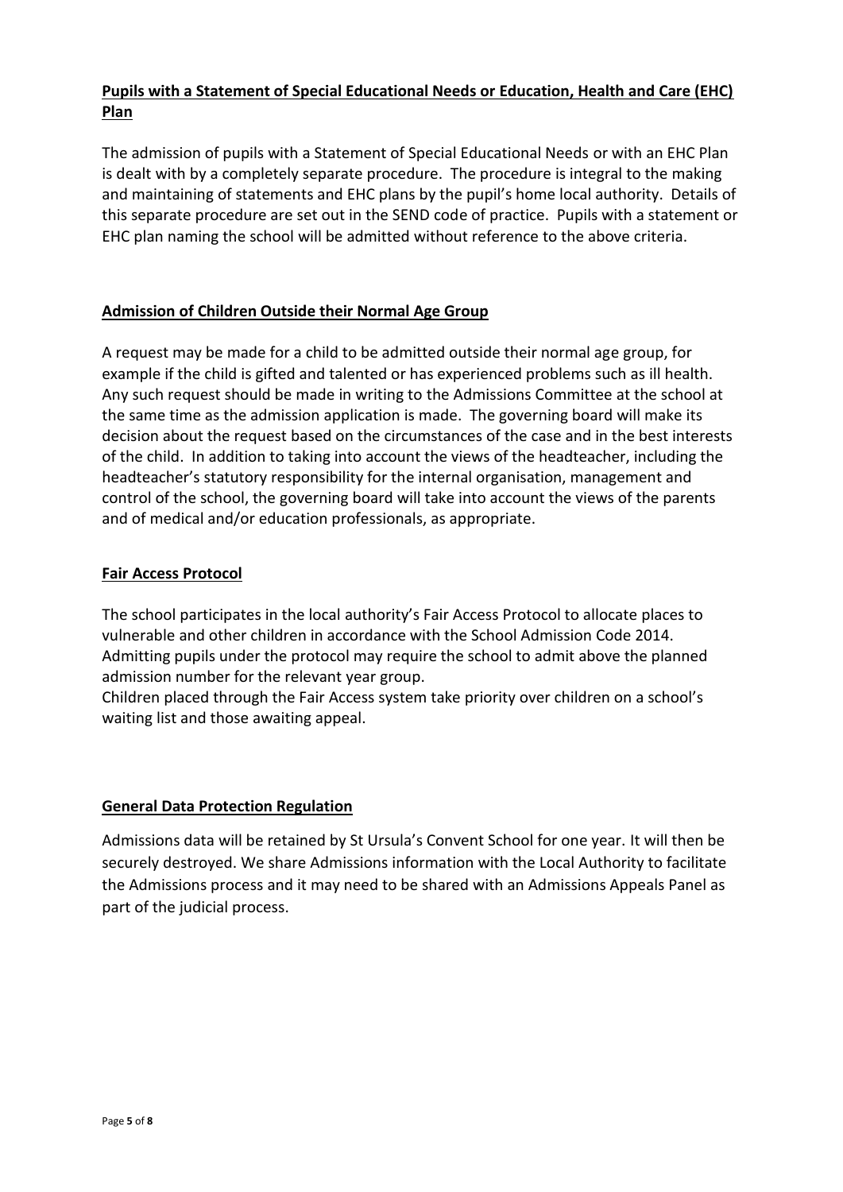**Pupils with a Statement of Special Educational Needs or Education, Health and Care (EHC) Plan**

The admission of pupils with a Statement of Special Educational Needs or with an EHC Plan is dealt with by a completely separate procedure. The procedure is integral to the making and maintaining of statements and EHC plans by the pupil's home local authority. Details of this separate procedure are set out in the SEND code of practice. Pupils with a statement or EHC plan naming the school will be admitted without reference to the above criteria.

**Admission of Children Outside their Normal Age Group**

A request may be made for a child to be admitted outside their normal age group, for example if the child is gifted and talented or has experienced problems such as ill health. Any such request should be made in writing to the Admissions Committee at the school at the same time as the admission application is made. The governing board will make its decision about the request based on the circumstances of the case and in the best interests of the child. In addition to taking into account the views of the headteacher, including the headteacher's statutory responsibility for the internal organisation, management and control of the school, the governing board will take into account the views of the parents and of medical and/or education professionals, as appropriate.

**Fair Access Protocol**

The school participates in the local authority's Fair Access Protocol to allocate places to vulnerable and other children in accordance with the School Admission Code 2014. Admitting pupils under the protocol may require the school to admit above the planned admission number for the relevant year group.
Children placed through the Fair Access system take priority over children on a school's waiting list and those awaiting appeal.

**General Data Protection Regulation**

Admissions data will be retained by St Ursula's Convent School for one year. It will then be securely destroyed. We share Admissions information with the Local Authority to facilitate the Admissions process and it may need to be shared with an Admissions Appeals Panel as part of the judicial process.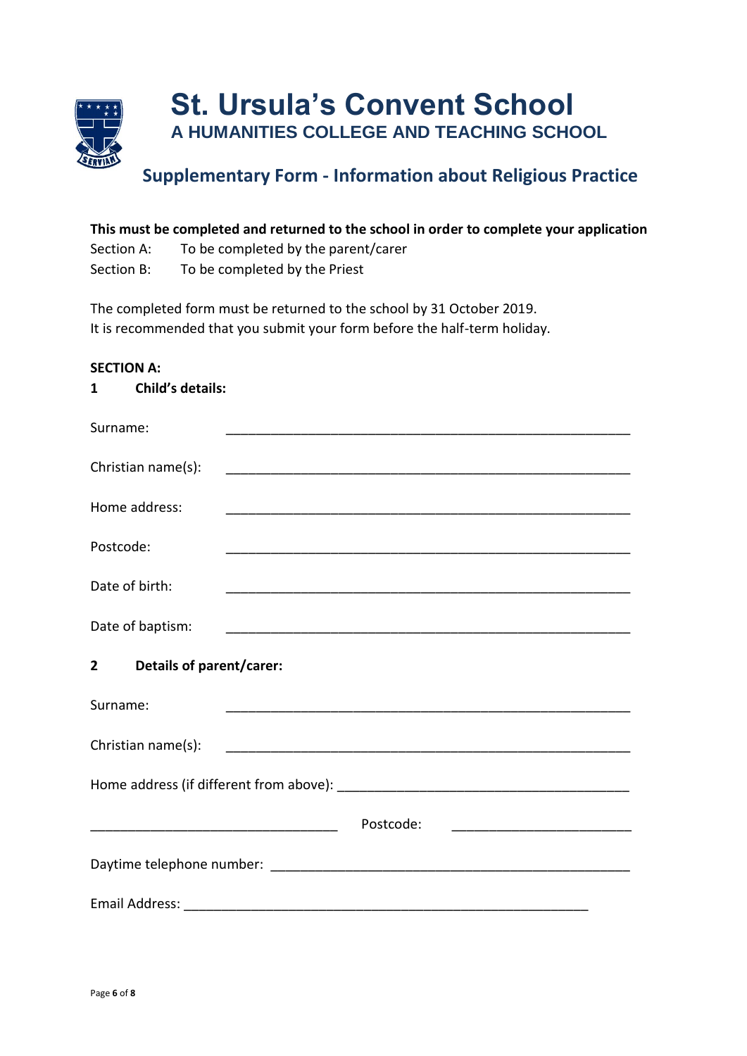# St. Ursula's Convent School

### A HUMANITIES COLLEGE AND TEACHING SCHOOL

## Supplementary Form - Information about Religious Practice

**This must be completed and returned to the school in order to complete your application**

Section A: To be completed by the parent/carer

Section B: To be completed by the Priest

The completed form must be returned to the school by 31 October 2019.
It is recommended that you submit your form before the half-term holiday.

**SECTION A:**

**1 Child's details:**

Surname: ______________________________________________________

Christian name(s): ______________________________________________________

Home address: ______________________________________________________

Postcode: ______________________________________________________

Date of birth: ______________________________________________________

Date of baptism: ______________________________________________________

**2 Details of parent/carer:**

Surname: ______________________________________________________

Christian name(s): ______________________________________________________

Home address (if different from above): _______________________________________

_________________________________ Postcode: ________________________

Daytime telephone number: ________________________________________________

Email Address: ______________________________________________________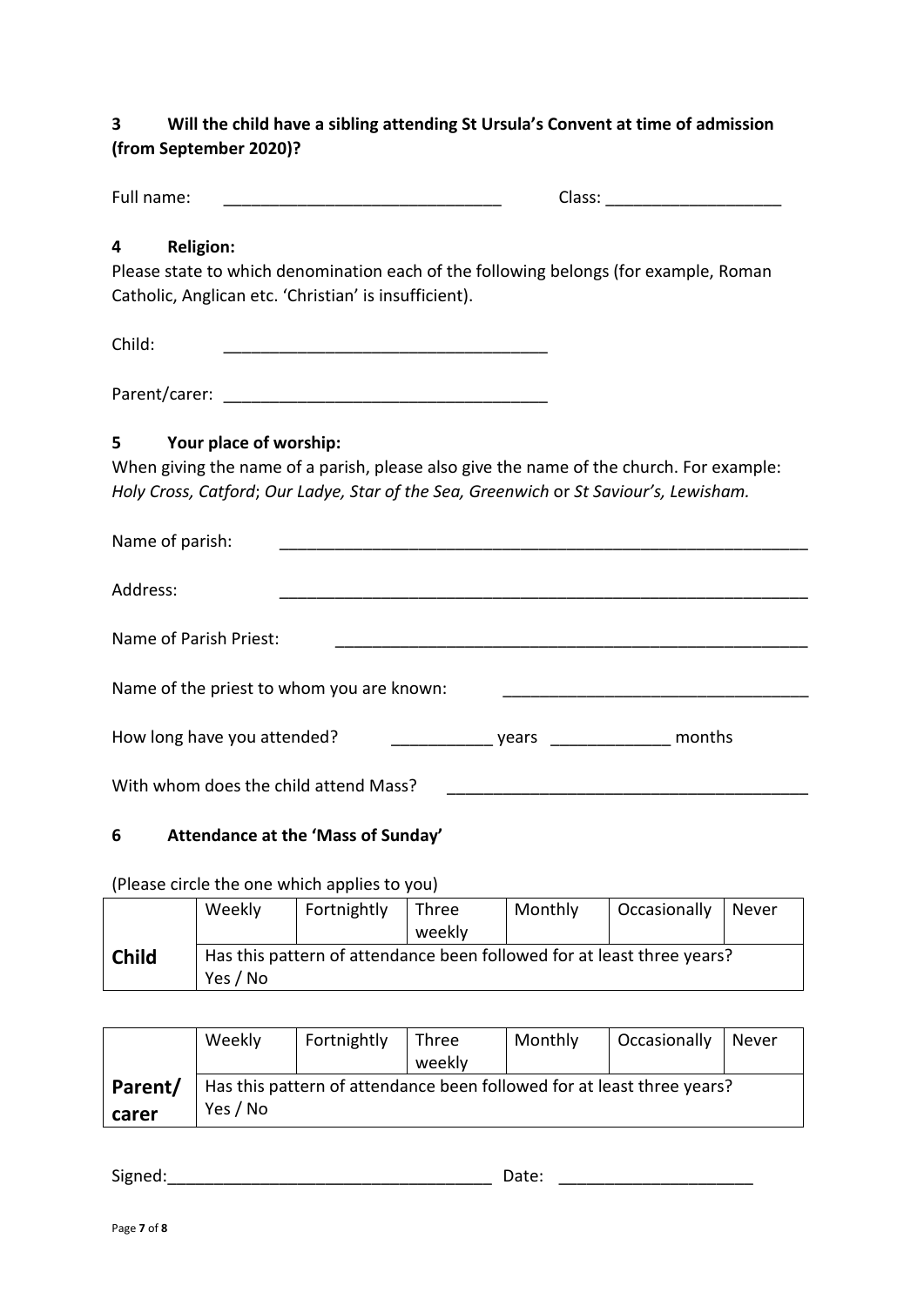**3 Will the child have a sibling attending St Ursula's Convent at time of admission (from September 2020)?**

Full name: ______________________________ Class: ___________________

**4 Religion:**

Please state to which denomination each of the following belongs (for example, Roman Catholic, Anglican etc. 'Christian' is insufficient).

Child: ___________________________________

Parent/carer: ___________________________________

**5 Your place of worship:**

When giving the name of a parish, please also give the name of the church. For example: *Holy Cross, Catford*; *Our Ladye, Star of the Sea, Greenwich* or *St Saviour's, Lewisham.*

Name of parish: ___________________________________________________________

Address: ___________________________________________________________

Name of Parish Priest: _____________________________________________________

Name of the priest to whom you are known: _________________________________

How long have you attended? ___________ years _____________ months

With whom does the child attend Mass? ________________________________________

**6 Attendance at the 'Mass of Sunday'**

(Please circle the one which applies to you)

| | Weekly | Fortnightly | Three weekly | Monthly | Occasionally | Never |
|---|---|---|---|---|---|---|
| **Child** | Has this pattern of attendance been followed for at least three years? Yes / No | | | | | |

| | Weekly | Fortnightly | Three weekly | Monthly | Occasionally | Never |
|---|---|---|---|---|---|---|
| **Parent/ carer** | Has this pattern of attendance been followed for at least three years? Yes / No | | | | | |

Signed:___________________________________ Date: _____________________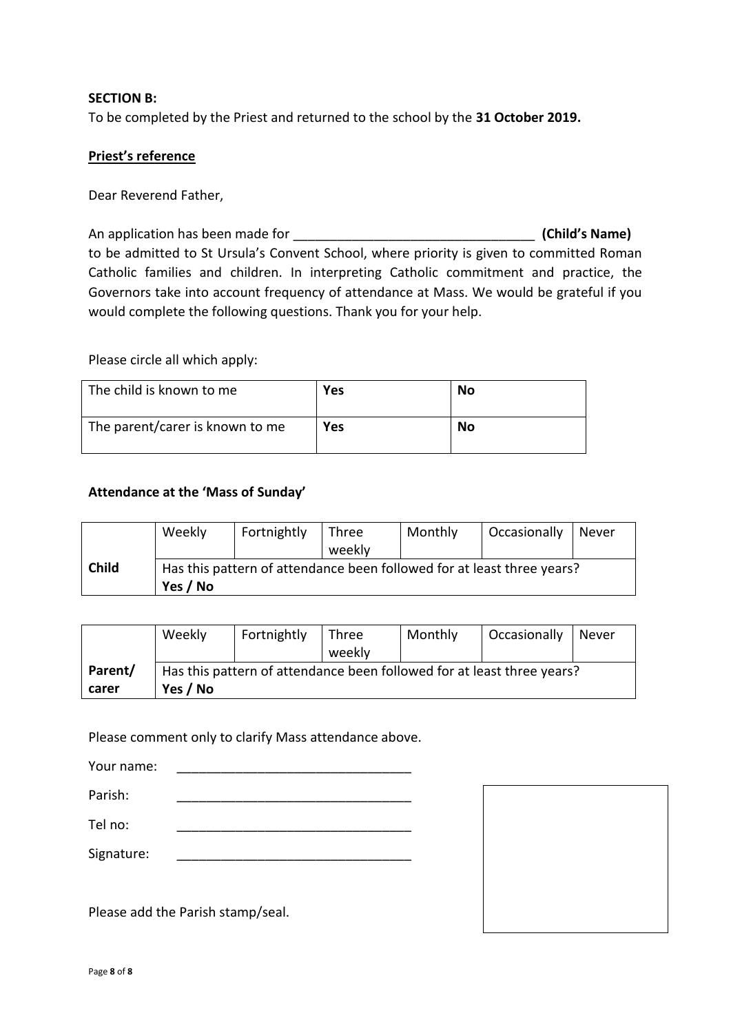**SECTION B:**

To be completed by the Priest and returned to the school by the **31 October 2019.**

**Priest's reference**

Dear Reverend Father,

An application has been made for ________________________________ **(Child's Name)** to be admitted to St Ursula's Convent School, where priority is given to committed Roman Catholic families and children. In interpreting Catholic commitment and practice, the Governors take into account frequency of attendance at Mass. We would be grateful if you would complete the following questions. Thank you for your help.

Please circle all which apply:

| | | |
|---|---|---|
| The child is known to me | **Yes** | **No** |
| The parent/carer is known to me | **Yes** | **No** |

**Attendance at the 'Mass of Sunday'**

| | | | | | | |
|---|---|---|---|---|---|---|
| **Child** | Weekly | Fortnightly | Three weekly | Monthly | Occasionally | Never |
| | Has this pattern of attendance been followed for at least three years? **Yes / No** | | | | | |

| | | | | | | |
|---|---|---|---|---|---|---|
| **Parent/ carer** | Weekly | Fortnightly | Three weekly | Monthly | Occasionally | Never |
| | Has this pattern of attendance been followed for at least three years? **Yes / No** | | | | | |

Please comment only to clarify Mass attendance above.

Your name: ________________________________

Parish: ________________________________

Tel no: ________________________________

Signature: ________________________________

Please add the Parish stamp/seal.